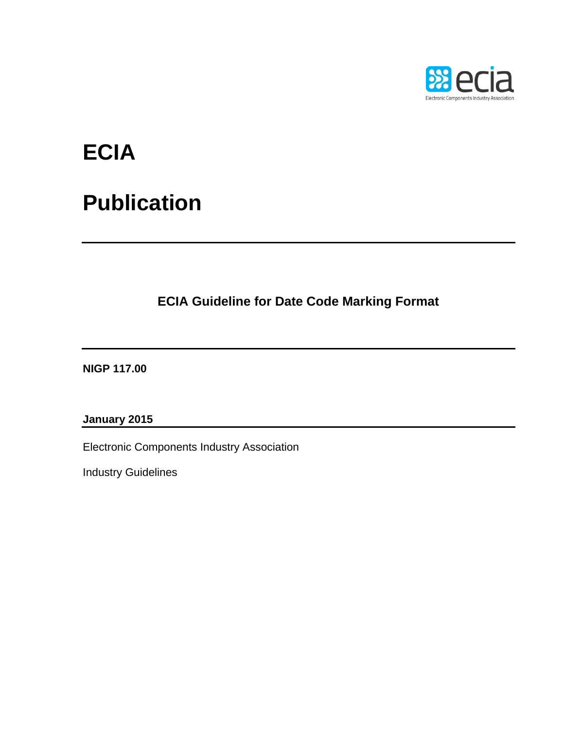# ECIA

# Publication

---

**ECIA Guideline for Date Code Marking Format**

---

**NIGP 117.00**

**January 2015**

---

Electronic Components Industry Association

Industry Guidelines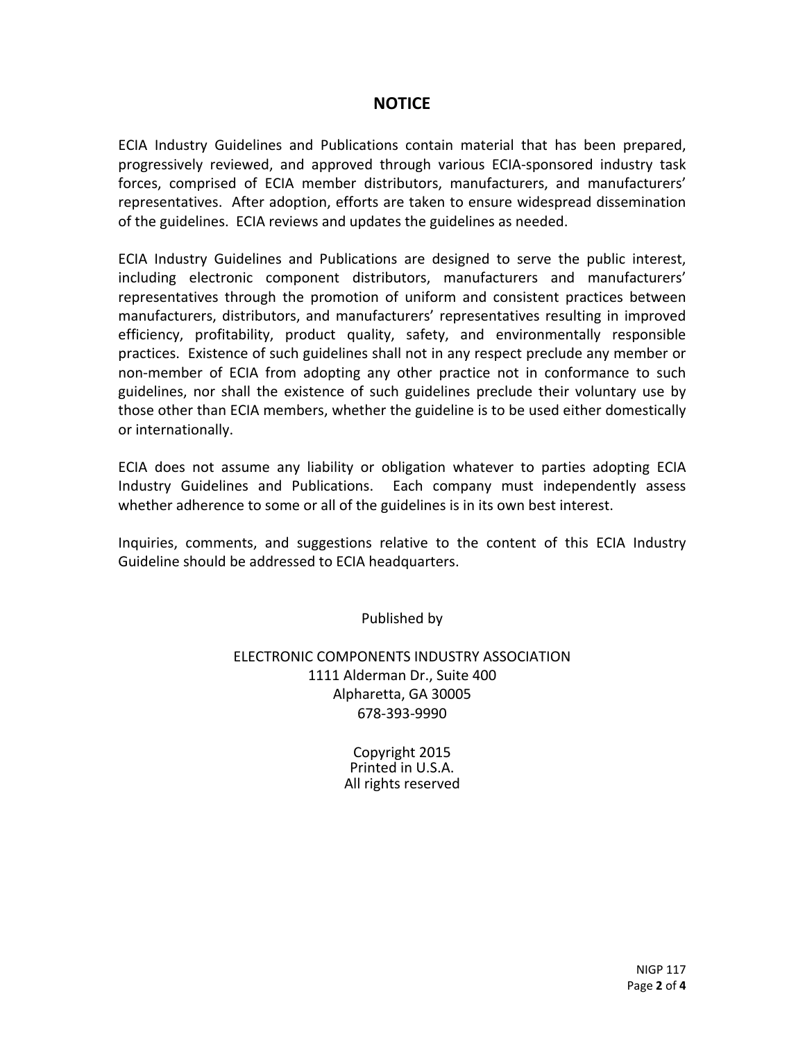## NOTICE

ECIA Industry Guidelines and Publications contain material that has been prepared, progressively reviewed, and approved through various ECIA-sponsored industry task forces, comprised of ECIA member distributors, manufacturers, and manufacturers' representatives. After adoption, efforts are taken to ensure widespread dissemination of the guidelines. ECIA reviews and updates the guidelines as needed.

ECIA Industry Guidelines and Publications are designed to serve the public interest, including electronic component distributors, manufacturers and manufacturers' representatives through the promotion of uniform and consistent practices between manufacturers, distributors, and manufacturers' representatives resulting in improved efficiency, profitability, product quality, safety, and environmentally responsible practices. Existence of such guidelines shall not in any respect preclude any member or non-member of ECIA from adopting any other practice not in conformance to such guidelines, nor shall the existence of such guidelines preclude their voluntary use by those other than ECIA members, whether the guideline is to be used either domestically or internationally.

ECIA does not assume any liability or obligation whatever to parties adopting ECIA Industry Guidelines and Publications. Each company must independently assess whether adherence to some or all of the guidelines is in its own best interest.

Inquiries, comments, and suggestions relative to the content of this ECIA Industry Guideline should be addressed to ECIA headquarters.

Published by

ELECTRONIC COMPONENTS INDUSTRY ASSOCIATION
1111 Alderman Dr., Suite 400
Alpharetta, GA 30005
678-393-9990

Copyright 2015
Printed in U.S.A.
All rights reserved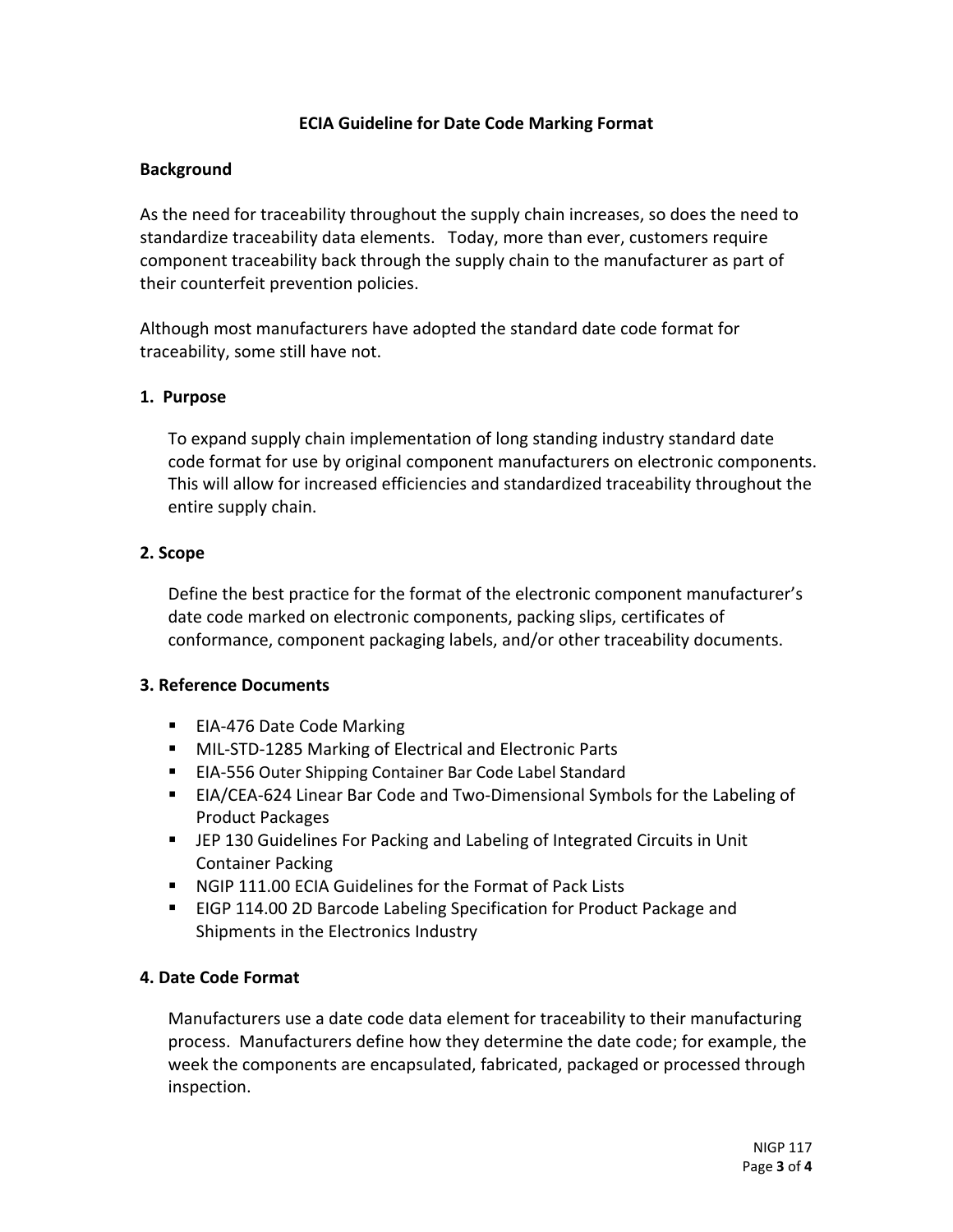# ECIA Guideline for Date Code Marking Format

## Background

As the need for traceability throughout the supply chain increases, so does the need to standardize traceability data elements. Today, more than ever, customers require component traceability back through the supply chain to the manufacturer as part of their counterfeit prevention policies.

Although most manufacturers have adopted the standard date code format for traceability, some still have not.

## 1. Purpose

To expand supply chain implementation of long standing industry standard date code format for use by original component manufacturers on electronic components. This will allow for increased efficiencies and standardized traceability throughout the entire supply chain.

## 2. Scope

Define the best practice for the format of the electronic component manufacturer's date code marked on electronic components, packing slips, certificates of conformance, component packaging labels, and/or other traceability documents.

## 3. Reference Documents

- EIA-476 Date Code Marking
- MIL-STD-1285 Marking of Electrical and Electronic Parts
- EIA-556 Outer Shipping Container Bar Code Label Standard
- EIA/CEA-624 Linear Bar Code and Two-Dimensional Symbols for the Labeling of Product Packages
- JEP 130 Guidelines For Packing and Labeling of Integrated Circuits in Unit Container Packing
- NGIP 111.00 ECIA Guidelines for the Format of Pack Lists
- EIGP 114.00 2D Barcode Labeling Specification for Product Package and Shipments in the Electronics Industry

## 4. Date Code Format

Manufacturers use a date code data element for traceability to their manufacturing process. Manufacturers define how they determine the date code; for example, the week the components are encapsulated, fabricated, packaged or processed through inspection.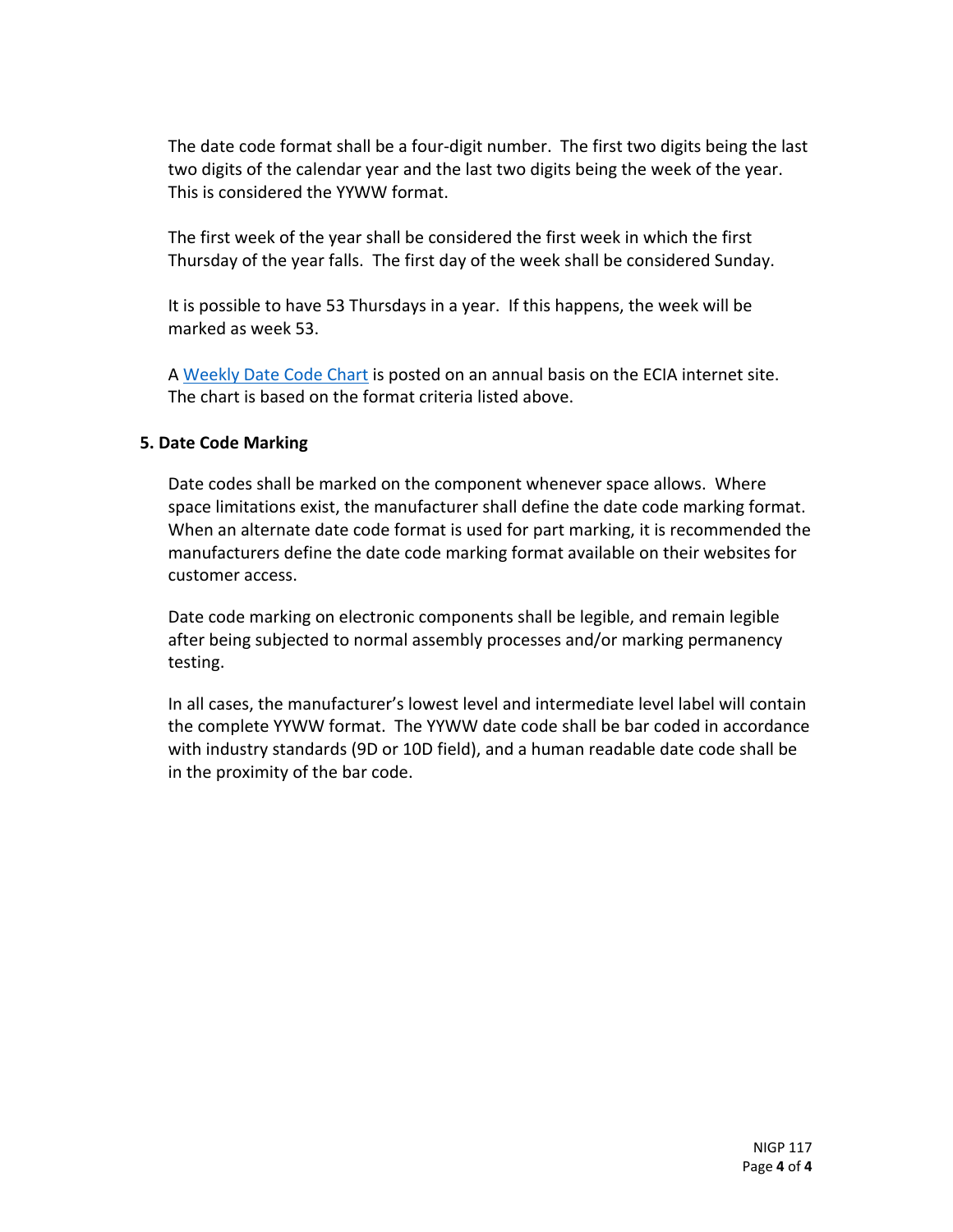The date code format shall be a four-digit number. The first two digits being the last two digits of the calendar year and the last two digits being the week of the year. This is considered the YYWW format.

The first week of the year shall be considered the first week in which the first Thursday of the year falls. The first day of the week shall be considered Sunday.

It is possible to have 53 Thursdays in a year. If this happens, the week will be marked as week 53.

A Weekly Date Code Chart is posted on an annual basis on the ECIA internet site. The chart is based on the format criteria listed above.

## 5. Date Code Marking

Date codes shall be marked on the component whenever space allows. Where space limitations exist, the manufacturer shall define the date code marking format. When an alternate date code format is used for part marking, it is recommended the manufacturers define the date code marking format available on their websites for customer access.

Date code marking on electronic components shall be legible, and remain legible after being subjected to normal assembly processes and/or marking permanency testing.

In all cases, the manufacturer's lowest level and intermediate level label will contain the complete YYWW format. The YYWW date code shall be bar coded in accordance with industry standards (9D or 10D field), and a human readable date code shall be in the proximity of the bar code.